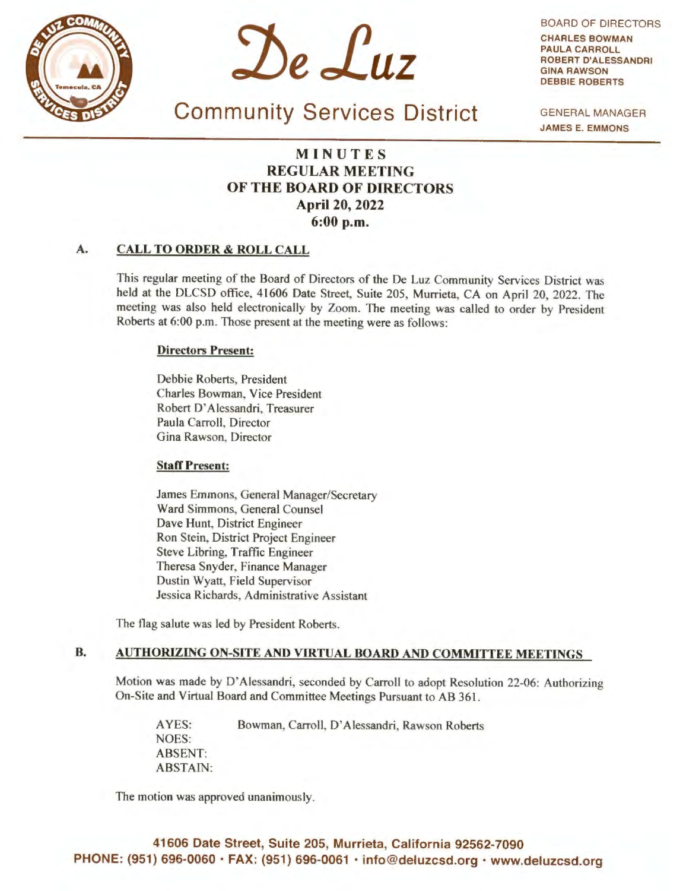# De Luz Community Services District

BOARD OF DIRECTORS
CHARLES BOWMAN
PAULA CARROLL
ROBERT D'ALESSANDRI
GINA RAWSON
DEBBIE ROBERTS

GENERAL MANAGER
JAMES E. EMMONS

## MINUTES
## REGULAR MEETING
## OF THE BOARD OF DIRECTORS
## April 20, 2022
## 6:00 p.m.

### A. CALL TO ORDER & ROLL CALL

This regular meeting of the Board of Directors of the De Luz Community Services District was held at the DLCSD office, 41606 Date Street, Suite 205, Murrieta, CA on April 20, 2022. The meeting was also held electronically by Zoom. The meeting was called to order by President Roberts at 6:00 p.m. Those present at the meeting were as follows:

**Directors Present:**

Debbie Roberts, President
Charles Bowman, Vice President
Robert D'Alessandri, Treasurer
Paula Carroll, Director
Gina Rawson, Director

**Staff Present:**

James Emmons, General Manager/Secretary
Ward Simmons, General Counsel
Dave Hunt, District Engineer
Ron Stein, District Project Engineer
Steve Libring, Traffic Engineer
Theresa Snyder, Finance Manager
Dustin Wyatt, Field Supervisor
Jessica Richards, Administrative Assistant

The flag salute was led by President Roberts.

### B. AUTHORIZING ON-SITE AND VIRTUAL BOARD AND COMMITTEE MEETINGS

Motion was made by D'Alessandri, seconded by Carroll to adopt Resolution 22-06: Authorizing On-Site and Virtual Board and Committee Meetings Pursuant to AB 361.

AYES: Bowman, Carroll, D'Alessandri, Rawson Roberts
NOES:
ABSENT:
ABSTAIN:

The motion was approved unanimously.

41606 Date Street, Suite 205, Murrieta, California 92562-7090
PHONE: (951) 696-0060 · FAX: (951) 696-0061 · info@deluzcsd.org · www.deluzcsd.org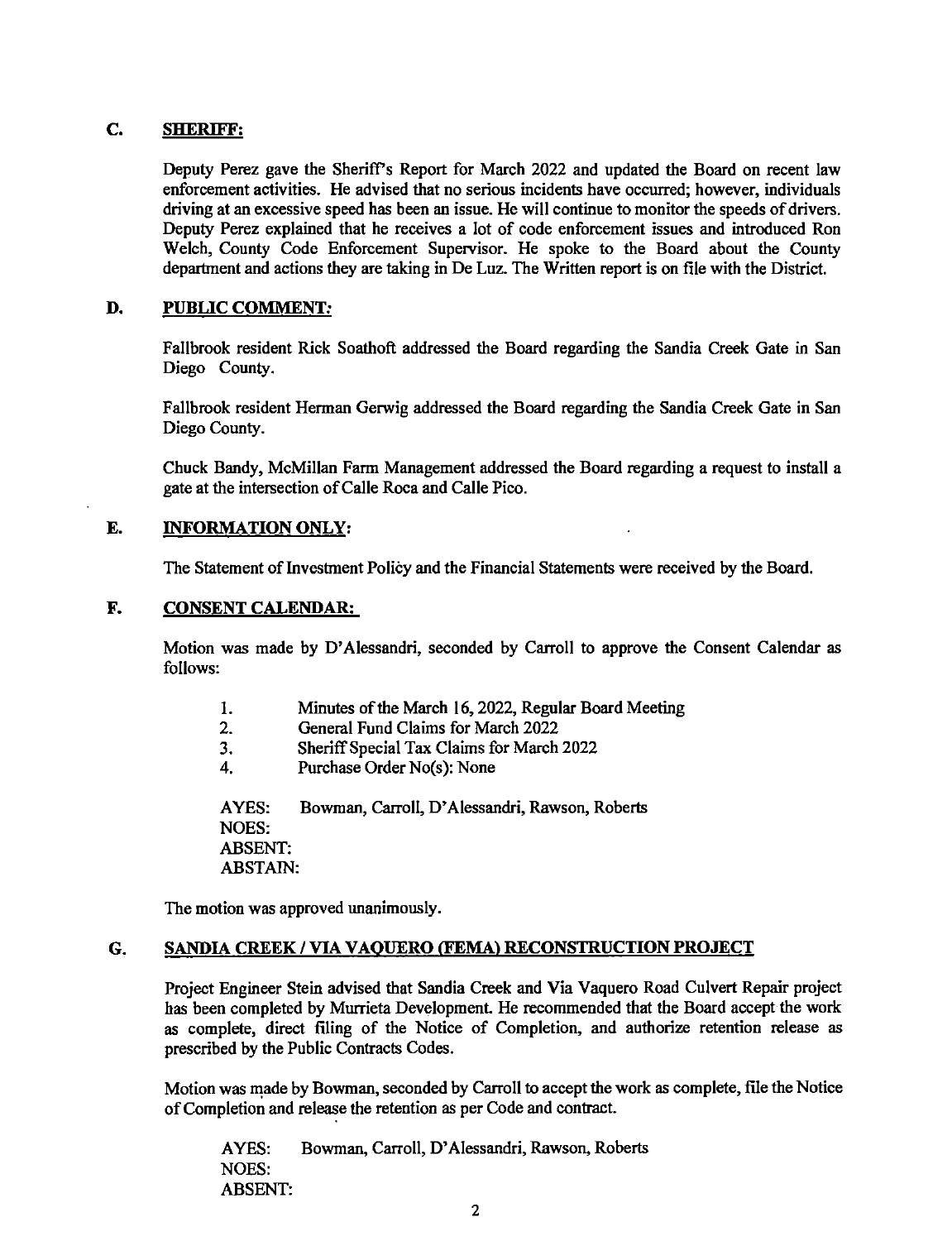## C. SHERIFF:

Deputy Perez gave the Sheriff's Report for March 2022 and updated the Board on recent law enforcement activities. He advised that no serious incidents have occurred; however, individuals driving at an excessive speed has been an issue. He will continue to monitor the speeds of drivers. Deputy Perez explained that he receives a lot of code enforcement issues and introduced Ron Welch, County Code Enforcement Supervisor. He spoke to the Board about the County department and actions they are taking in De Luz. The Written report is on file with the District.

## D. PUBLIC COMMENT:

Fallbrook resident Rick Soathoft addressed the Board regarding the Sandia Creek Gate in San Diego County.

Fallbrook resident Herman Gerwig addressed the Board regarding the Sandia Creek Gate in San Diego County.

Chuck Bandy, McMillan Farm Management addressed the Board regarding a request to install a gate at the intersection of Calle Roca and Calle Pico.

## E. INFORMATION ONLY:

The Statement of Investment Policy and the Financial Statements were received by the Board.

## F. CONSENT CALENDAR:

Motion was made by D'Alessandri, seconded by Carroll to approve the Consent Calendar as follows:

1. Minutes of the March 16, 2022, Regular Board Meeting
2. General Fund Claims for March 2022
3. Sheriff Special Tax Claims for March 2022
4. Purchase Order No(s): None

AYES: Bowman, Carroll, D'Alessandri, Rawson, Roberts
NOES:
ABSENT:
ABSTAIN:

The motion was approved unanimously.

## G. SANDIA CREEK / VIA VAQUERO (FEMA) RECONSTRUCTION PROJECT

Project Engineer Stein advised that Sandia Creek and Via Vaquero Road Culvert Repair project has been completed by Murrieta Development. He recommended that the Board accept the work as complete, direct filing of the Notice of Completion, and authorize retention release as prescribed by the Public Contracts Codes.

Motion was made by Bowman, seconded by Carroll to accept the work as complete, file the Notice of Completion and release the retention as per Code and contract.

AYES: Bowman, Carroll, D'Alessandri, Rawson, Roberts
NOES:
ABSENT: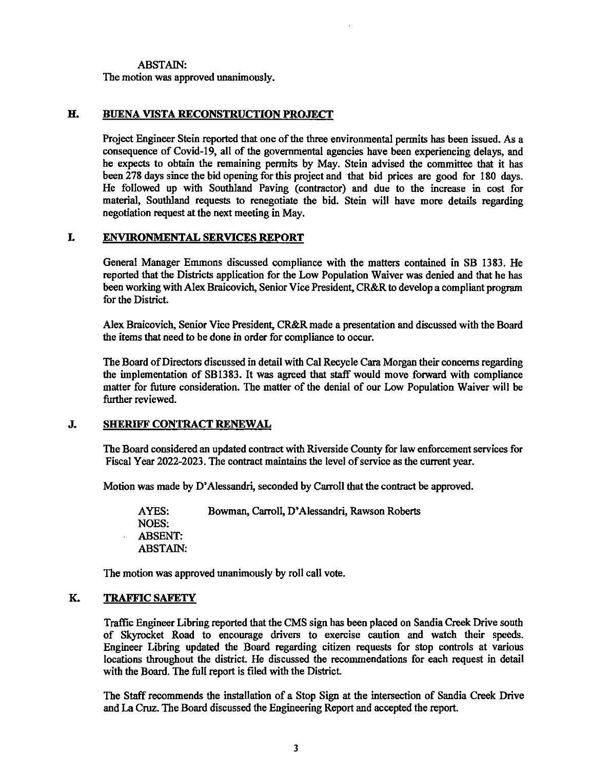ABSTAIN:
The motion was approved unanimously.

## H. BUENA VISTA RECONSTRUCTION PROJECT

Project Engineer Stein reported that one of the three environmental permits has been issued. As a consequence of Covid-19, all of the governmental agencies have been experiencing delays, and he expects to obtain the remaining permits by May. Stein advised the committee that it has been 278 days since the bid opening for this project and that bid prices are good for 180 days. He followed up with Southland Paving (contractor) and due to the increase in cost for material, Southland requests to renegotiate the bid. Stein will have more details regarding negotiation request at the next meeting in May.

## I. ENVIRONMENTAL SERVICES REPORT

General Manager Emmons discussed compliance with the matters contained in SB 1383. He reported that the Districts application for the Low Population Waiver was denied and that he has been working with Alex Braicovich, Senior Vice President, CR&R to develop a compliant program for the District.

Alex Braicovich, Senior Vice President, CR&R made a presentation and discussed with the Board the items that need to be done in order for compliance to occur.

The Board of Directors discussed in detail with Cal Recycle Cara Morgan their concerns regarding the implementation of SB1383. It was agreed that staff would move forward with compliance matter for future consideration. The matter of the denial of our Low Population Waiver will be further reviewed.

## J. SHERIFF CONTRACT RENEWAL

The Board considered an updated contract with Riverside County for law enforcement services for Fiscal Year 2022-2023. The contract maintains the level of service as the current year.

Motion was made by D'Alessandri, seconded by Carroll that the contract be approved.

AYES: Bowman, Carroll, D'Alessandri, Rawson Roberts
NOES:
ABSENT:
ABSTAIN:

The motion was approved unanimously by roll call vote.

## K. TRAFFIC SAFETY

Traffic Engineer Libring reported that the CMS sign has been placed on Sandia Creek Drive south of Skyrocket Road to encourage drivers to exercise caution and watch their speeds. Engineer Libring updated the Board regarding citizen requests for stop controls at various locations throughout the district. He discussed the recommendations for each request in detail with the Board. The full report is filed with the District.

The Staff recommends the installation of a Stop Sign at the intersection of Sandia Creek Drive and La Cruz. The Board discussed the Engineering Report and accepted the report.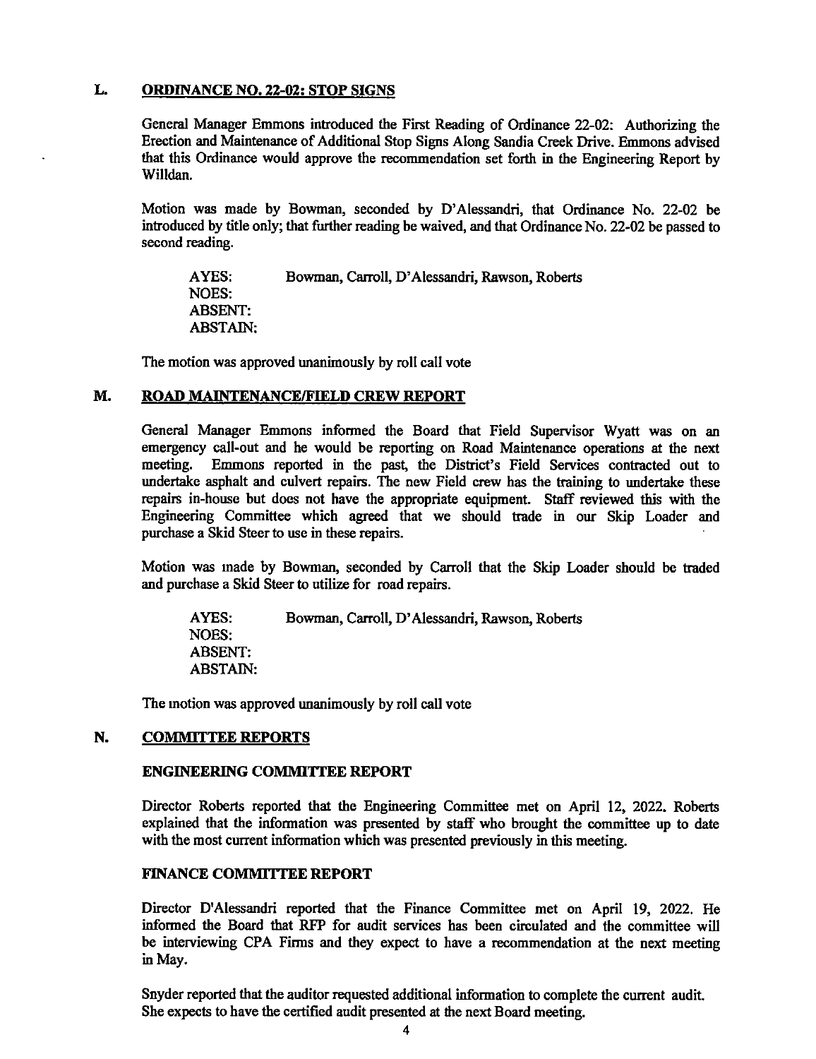## L. ORDINANCE NO. 22-02: STOP SIGNS

General Manager Emmons introduced the First Reading of Ordinance 22-02: Authorizing the Erection and Maintenance of Additional Stop Signs Along Sandia Creek Drive. Emmons advised that this Ordinance would approve the recommendation set forth in the Engineering Report by Willdan.

Motion was made by Bowman, seconded by D'Alessandri, that Ordinance No. 22-02 be introduced by title only; that further reading be waived, and that Ordinance No. 22-02 be passed to second reading.

AYES: Bowman, Carroll, D'Alessandri, Rawson, Roberts
NOES:
ABSENT:
ABSTAIN:

The motion was approved unanimously by roll call vote

## M. ROAD MAINTENANCE/FIELD CREW REPORT

General Manager Emmons informed the Board that Field Supervisor Wyatt was on an emergency call-out and he would be reporting on Road Maintenance operations at the next meeting. Emmons reported in the past, the District's Field Services contracted out to undertake asphalt and culvert repairs. The new Field crew has the training to undertake these repairs in-house but does not have the appropriate equipment. Staff reviewed this with the Engineering Committee which agreed that we should trade in our Skip Loader and purchase a Skid Steer to use in these repairs.

Motion was made by Bowman, seconded by Carroll that the Skip Loader should be traded and purchase a Skid Steer to utilize for road repairs.

AYES: Bowman, Carroll, D'Alessandri, Rawson, Roberts
NOES:
ABSENT:
ABSTAIN:

The motion was approved unanimously by roll call vote

## N. COMMITTEE REPORTS

### ENGINEERING COMMITTEE REPORT

Director Roberts reported that the Engineering Committee met on April 12, 2022. Roberts explained that the information was presented by staff who brought the committee up to date with the most current information which was presented previously in this meeting.

### FINANCE COMMITTEE REPORT

Director D'Alessandri reported that the Finance Committee met on April 19, 2022. He informed the Board that RFP for audit services has been circulated and the committee will be interviewing CPA Firms and they expect to have a recommendation at the next meeting in May.

Snyder reported that the auditor requested additional information to complete the current audit. She expects to have the certified audit presented at the next Board meeting.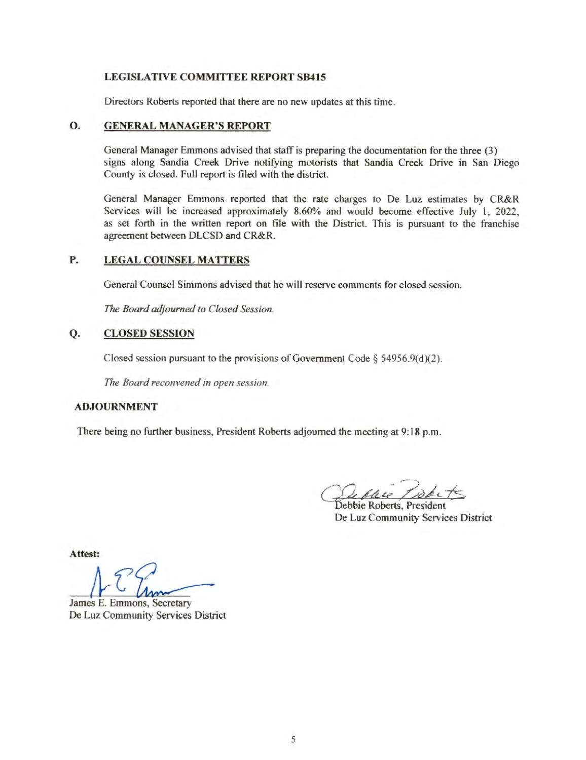**LEGISLATIVE COMMITTEE REPORT SB415**

Directors Roberts reported that there are no new updates at this time.

## O. GENERAL MANAGER'S REPORT

General Manager Emmons advised that staff is preparing the documentation for the three (3) signs along Sandia Creek Drive notifying motorists that Sandia Creek Drive in San Diego County is closed. Full report is filed with the district.

General Manager Emmons reported that the rate charges to De Luz estimates by CR&R Services will be increased approximately 8.60% and would become effective July 1, 2022, as set forth in the written report on file with the District. This is pursuant to the franchise agreement between DLCSD and CR&R.

## P. LEGAL COUNSEL MATTERS

General Counsel Simmons advised that he will reserve comments for closed session.

*The Board adjourned to Closed Session.*

## Q. CLOSED SESSION

Closed session pursuant to the provisions of Government Code § 54956.9(d)(2).

*The Board reconvened in open session.*

**ADJOURNMENT**

There being no further business, President Roberts adjourned the meeting at 9:18 p.m.

Debbie Roberts, President
De Luz Community Services District

**Attest:**

James E. Emmons, Secretary
De Luz Community Services District